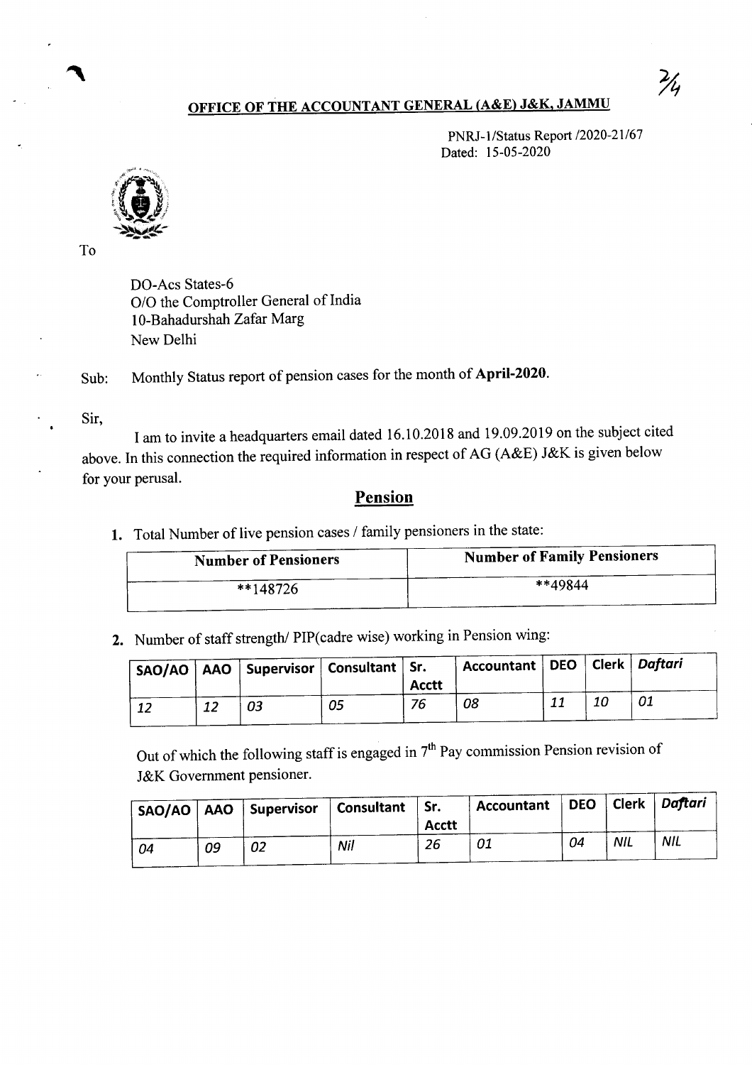## OFFICE OF THE ACCOUNTANT GENERAL (A&E) J&K, JAMMU

PNRJ-1/Status Report /2020-21/67
Dated: 15-05-2020

To

DO-Acs States-6
O/O the Comptroller General of India
10-Bahadurshah Zafar Marg
New Delhi

Sub: Monthly Status report of pension cases for the month of **April-2020**.

Sir,

I am to invite a headquarters email dated 16.10.2018 and 19.09.2019 on the subject cited above. In this connection the required information in respect of AG (A&E) J&K is given below for your perusal.

## Pension

1. Total Number of live pension cases / family pensioners in the state:

| Number of Pensioners | Number of Family Pensioners |
|---|---|
| **148726 | **49844 |

2. Number of staff strength/ PIP(cadre wise) working in Pension wing:

| SAO/AO | AAO | Supervisor | Consultant | Sr. Acctt | Accountant | DEO | Clerk | *Daftari* |
|---|---|---|---|---|---|---|---|---|
| *12* | *12* | *03* | *05* | *76* | *08* | *11* | *10* | *01* |

Out of which the following staff is engaged in 7[th] Pay commission Pension revision of J&K Government pensioner.

| SAO/AO | AAO | Supervisor | Consultant | Sr. Acctt | Accountant | DEO | Clerk | *Daftari* |
|---|---|---|---|---|---|---|---|---|
| *04* | *09* | *02* | *Nil* | *26* | *01* | *04* | *NIL* | *NIL* |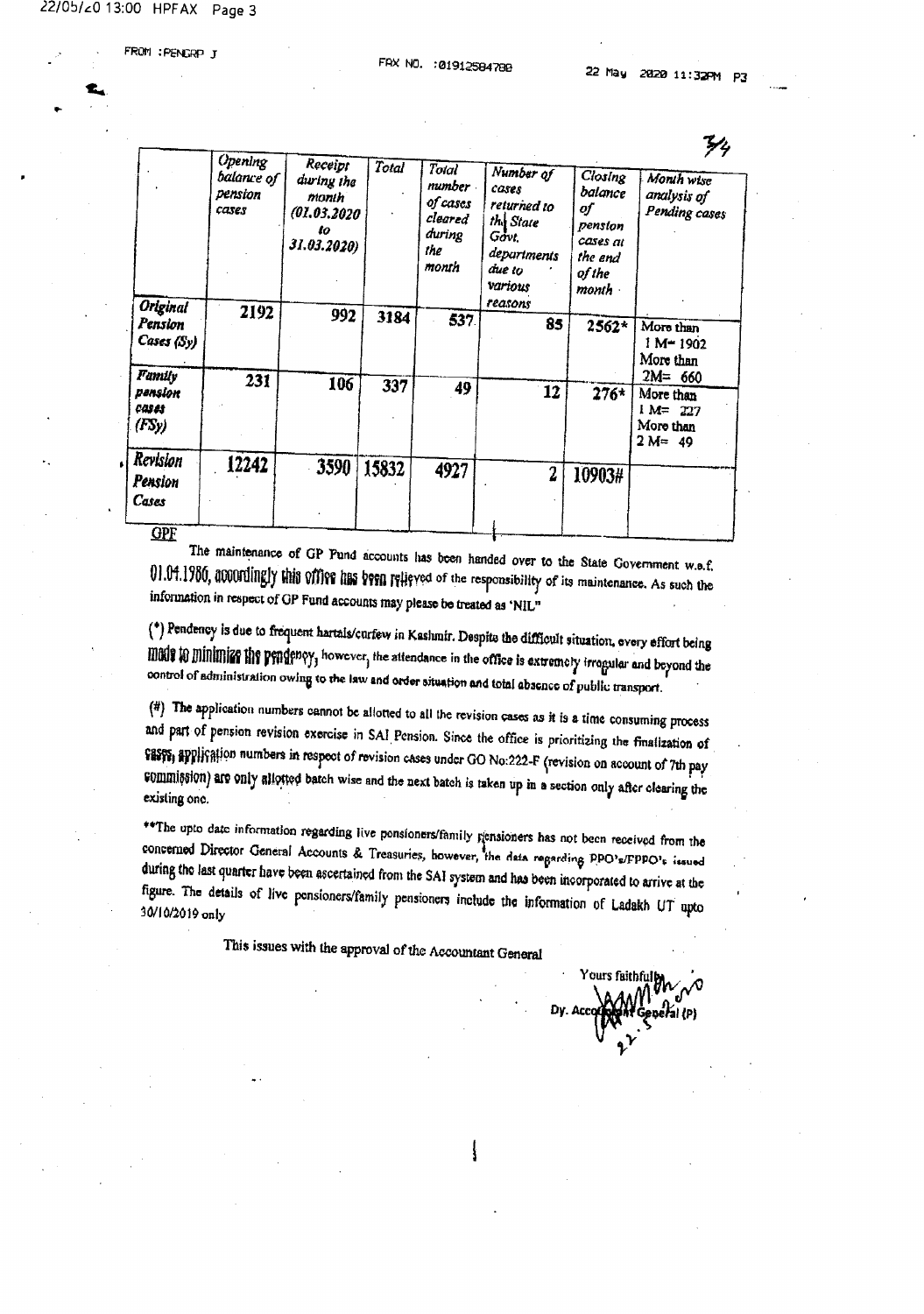| | Opening balance of pension cases | Receipt during the month (01.03.2020 to 31.03.2020) | Total | Total number of cases cleared during the month | Number of cases returned to the State Govt. departments due to various reasons | Closing balance of pension cases at the end of the month | Month wise analysis of Pending cases |
|---|---|---|---|---|---|---|---|
| *Original Pension Cases (Sy)* | 2192 | 992 | 3184 | 537 | 85 | 2562* | More than 1 M= 1902 More than 2M= 660 |
| *Family pension cases (FSy)* | 231 | 106 | 337 | 49 | 12 | 276* | More than 1 M= 227 More than 2 M= 49 |
| *Revision Pension Cases* | 12242 | 3590 | 15832 | 4927 | 2 | 10903# | |

GPF

The maintenance of GP Fund accounts has been handed over to the State Government w.e.f. 01.04.1986, accordingly this office has been relieved of the responsibility of its maintenance. As such the information in respect of GP Fund accounts may please be treated as 'NIL"

(*) Pendency is due to frequent hartals/curfew in Kashmir. Despite the difficult situation, every effort being made to minimize the pendency, however, the attendance in the office is extremely irregular and beyond the control of administration owing to the law and order situation and total absence of public transport.

(#) The application numbers cannot be allotted to all the revision cases as it is a time consuming process and part of pension revision exercise in SAI Pension. Since the office is prioritizing the finalization of cases, application numbers in respect of revision cases under GO No:222-F (revision on account of 7th pay commission) are only allotted batch wise and the next batch is taken up in a section only after clearing the existing one.

**The upto date information regarding live pensioners/family pensioners has not been received from the concerned Director General Accounts & Treasuries, however, the data regarding PPO's/FPPO's issued during the last quarter have been ascertained from the SAI system and has been incorporated to arrive at the figure. The details of live pensioners/family pensioners include the information of Ladakh UT upto 30/10/2019 only

This issues with the approval of the Accountant General

Yours faithfully

Dy. Accountant General (P)